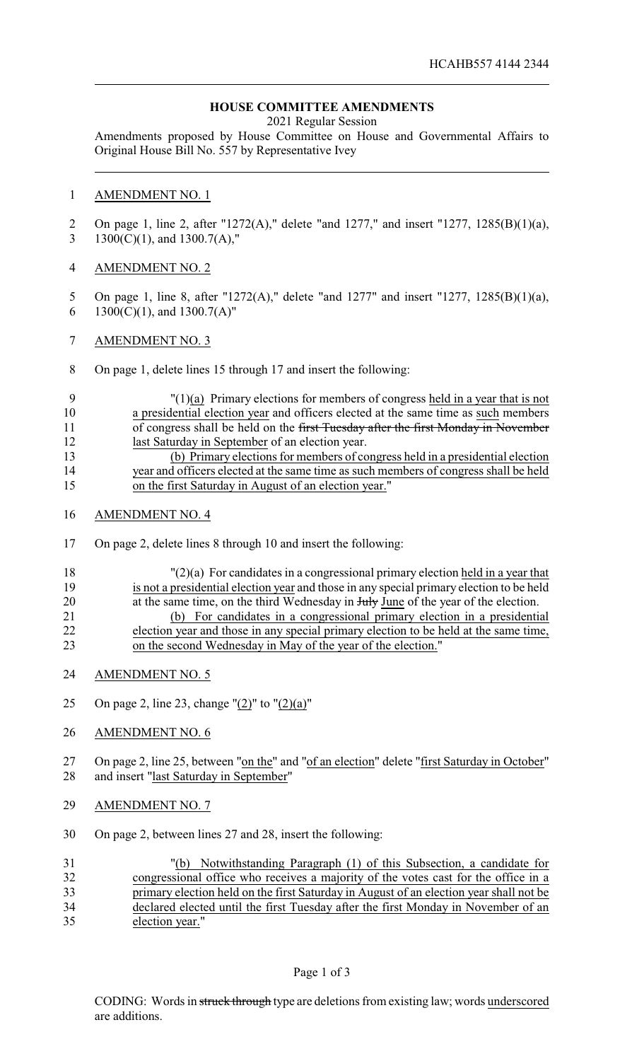HCAHB557 4144 2344

# HOUSE COMMITTEE AMENDMENTS

2021 Regular Session

Amendments proposed by House Committee on House and Governmental Affairs to Original House Bill No. 557 by Representative Ivey

AMENDMENT NO. 1

On page 1, line 2, after "1272(A)," delete "and 1277," and insert "1277, 1285(B)(1)(a), 1300(C)(1), and 1300.7(A),"

AMENDMENT NO. 2

On page 1, line 8, after "1272(A)," delete "and 1277" and insert "1277, 1285(B)(1)(a), 1300(C)(1), and 1300.7(A)"

AMENDMENT NO. 3

On page 1, delete lines 15 through 17 and insert the following:

"(1)(a) Primary elections for members of congress held in a year that is not a presidential election year and officers elected at the same time as such members of congress shall be held on the ~~first Tuesday after the first Monday in November~~ last Saturday in September of an election year.

(b) Primary elections for members of congress held in a presidential election year and officers elected at the same time as such members of congress shall be held on the first Saturday in August of an election year."

AMENDMENT NO. 4

On page 2, delete lines 8 through 10 and insert the following:

"(2)(a) For candidates in a congressional primary election held in a year that is not a presidential election year and those in any special primary election to be held at the same time, on the third Wednesday in ~~July~~ June of the year of the election.

(b) For candidates in a congressional primary election in a presidential election year and those in any special primary election to be held at the same time, on the second Wednesday in May of the year of the election."

AMENDMENT NO. 5

On page 2, line 23, change "(2)" to "(2)(a)"

AMENDMENT NO. 6

On page 2, line 25, between "on the" and "of an election" delete "first Saturday in October" and insert "last Saturday in September"

AMENDMENT NO. 7

On page 2, between lines 27 and 28, insert the following:

"(b) Notwithstanding Paragraph (1) of this Subsection, a candidate for congressional office who receives a majority of the votes cast for the office in a primary election held on the first Saturday in August of an election year shall not be declared elected until the first Tuesday after the first Monday in November of an election year."

CODING: Words in ~~struck through~~ type are deletions from existing law; words underscored are additions.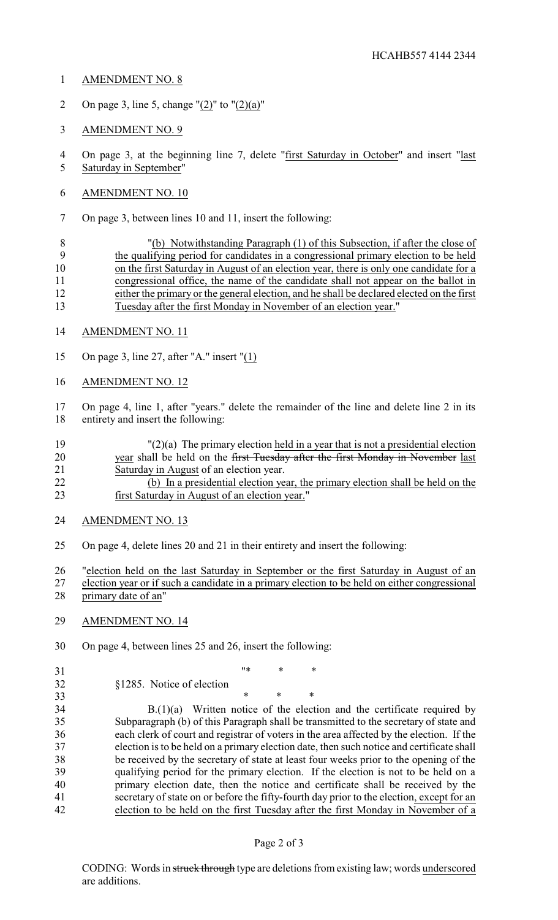AMENDMENT NO. 8

On page 3, line 5, change "(2)" to "(2)(a)"

AMENDMENT NO. 9

On page 3, at the beginning line 7, delete "first Saturday in October" and insert "last Saturday in September"

AMENDMENT NO. 10

On page 3, between lines 10 and 11, insert the following:

"(b) Notwithstanding Paragraph (1) of this Subsection, if after the close of the qualifying period for candidates in a congressional primary election to be held on the first Saturday in August of an election year, there is only one candidate for a congressional office, the name of the candidate shall not appear on the ballot in either the primary or the general election, and he shall be declared elected on the first Tuesday after the first Monday in November of an election year."

AMENDMENT NO. 11

On page 3, line 27, after "A." insert "(1)

AMENDMENT NO. 12

On page 4, line 1, after "years." delete the remainder of the line and delete line 2 in its entirety and insert the following:

"(2)(a) The primary election held in a year that is not a presidential election year shall be held on the ~~first Tuesday after the first Monday in November~~ last Saturday in August of an election year.

(b) In a presidential election year, the primary election shall be held on the first Saturday in August of an election year."

AMENDMENT NO. 13

On page 4, delete lines 20 and 21 in their entirety and insert the following:

"election held on the last Saturday in September or the first Saturday in August of an election year or if such a candidate in a primary election to be held on either congressional primary date of an"

AMENDMENT NO. 14

On page 4, between lines 25 and 26, insert the following:

"* * *

§1285. Notice of election

* * *

B.(1)(a) Written notice of the election and the certificate required by Subparagraph (b) of this Paragraph shall be transmitted to the secretary of state and each clerk of court and registrar of voters in the area affected by the election. If the election is to be held on a primary election date, then such notice and certificate shall be received by the secretary of state at least four weeks prior to the opening of the qualifying period for the primary election. If the election is not to be held on a primary election date, then the notice and certificate shall be received by the secretary of state on or before the fifty-fourth day prior to the election, except for an election to be held on the first Tuesday after the first Monday in November of a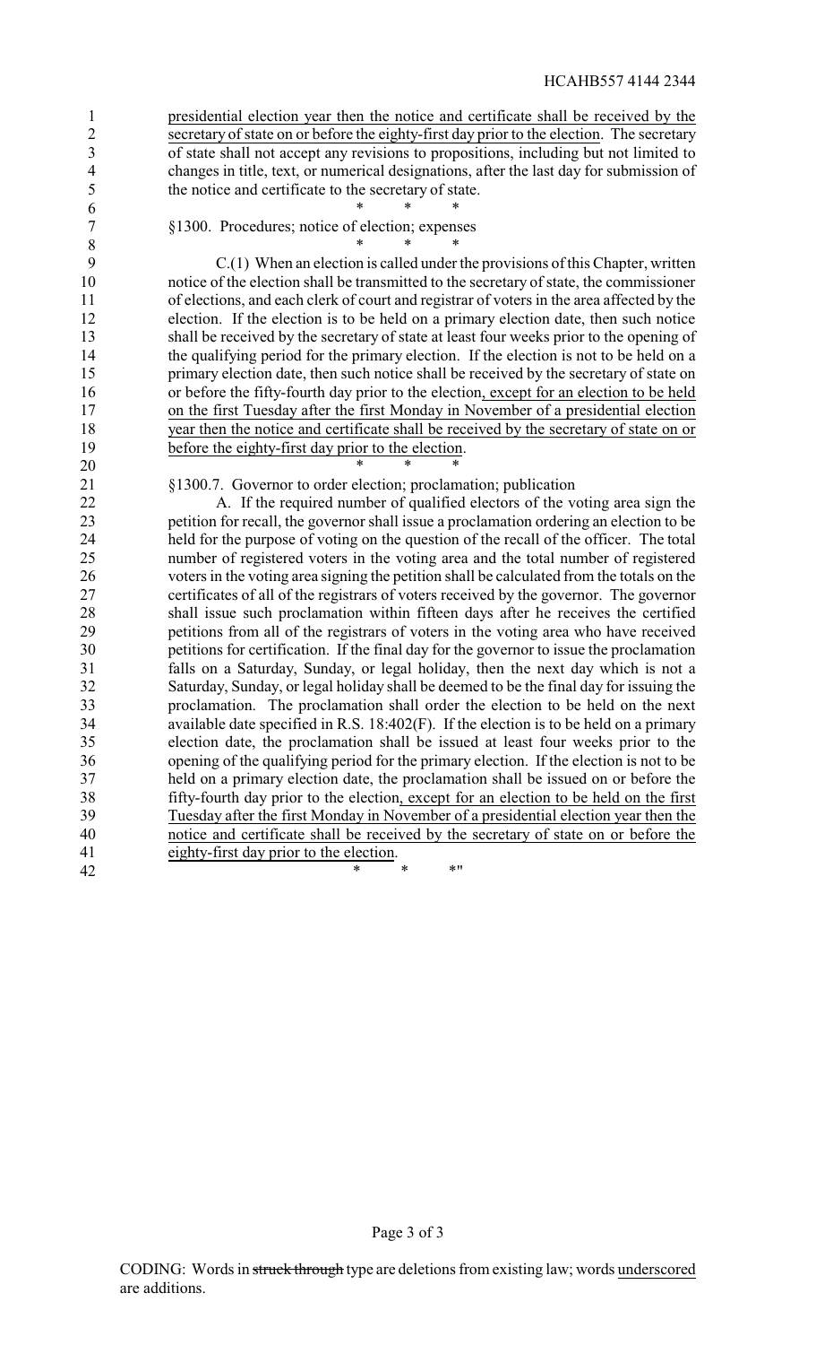presidential election year then the notice and certificate shall be received by the secretary of state on or before the eighty-first day prior to the election. The secretary of state shall not accept any revisions to propositions, including but not limited to changes in title, text, or numerical designations, after the last day for submission of the notice and certificate to the secretary of state.

\* \* \*

§1300. Procedures; notice of election; expenses

\* \* \*

C.(1) When an election is called under the provisions of this Chapter, written notice of the election shall be transmitted to the secretary of state, the commissioner of elections, and each clerk of court and registrar of voters in the area affected by the election. If the election is to be held on a primary election date, then such notice shall be received by the secretary of state at least four weeks prior to the opening of the qualifying period for the primary election. If the election is not to be held on a primary election date, then such notice shall be received by the secretary of state on or before the fifty-fourth day prior to the election, except for an election to be held on the first Tuesday after the first Monday in November of a presidential election year then the notice and certificate shall be received by the secretary of state on or before the eighty-first day prior to the election.

\* \* \*

§1300.7. Governor to order election; proclamation; publication

A. If the required number of qualified electors of the voting area sign the petition for recall, the governor shall issue a proclamation ordering an election to be held for the purpose of voting on the question of the recall of the officer. The total number of registered voters in the voting area and the total number of registered voters in the voting area signing the petition shall be calculated from the totals on the certificates of all of the registrars of voters received by the governor. The governor shall issue such proclamation within fifteen days after he receives the certified petitions from all of the registrars of voters in the voting area who have received petitions for certification. If the final day for the governor to issue the proclamation falls on a Saturday, Sunday, or legal holiday, then the next day which is not a Saturday, Sunday, or legal holiday shall be deemed to be the final day for issuing the proclamation. The proclamation shall order the election to be held on the next available date specified in R.S. 18:402(F). If the election is to be held on a primary election date, the proclamation shall be issued at least four weeks prior to the opening of the qualifying period for the primary election. If the election is not to be held on a primary election date, the proclamation shall be issued on or before the fifty-fourth day prior to the election, except for an election to be held on the first Tuesday after the first Monday in November of a presidential election year then the notice and certificate shall be received by the secretary of state on or before the eighty-first day prior to the election.

\* \* \*"

CODING: Words in ~~struck through~~ type are deletions from existing law; words underscored are additions.